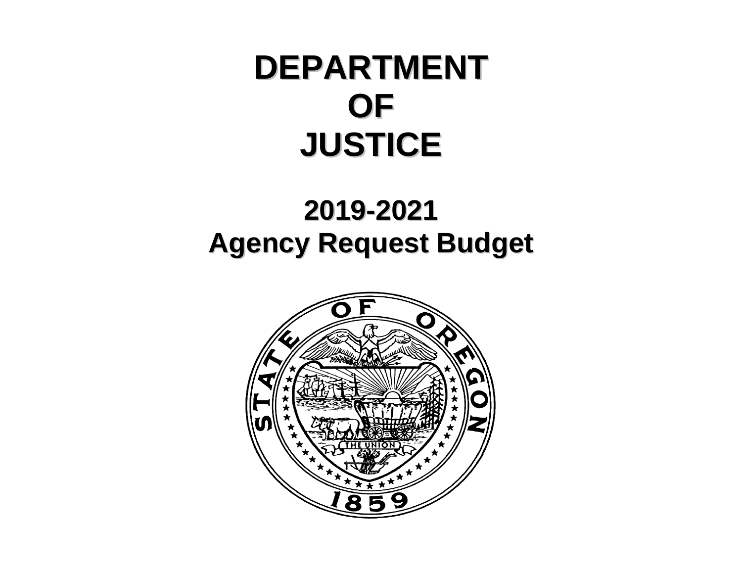# DEPARTMENT OF JUSTICE

## 2019-2021 Agency Request Budget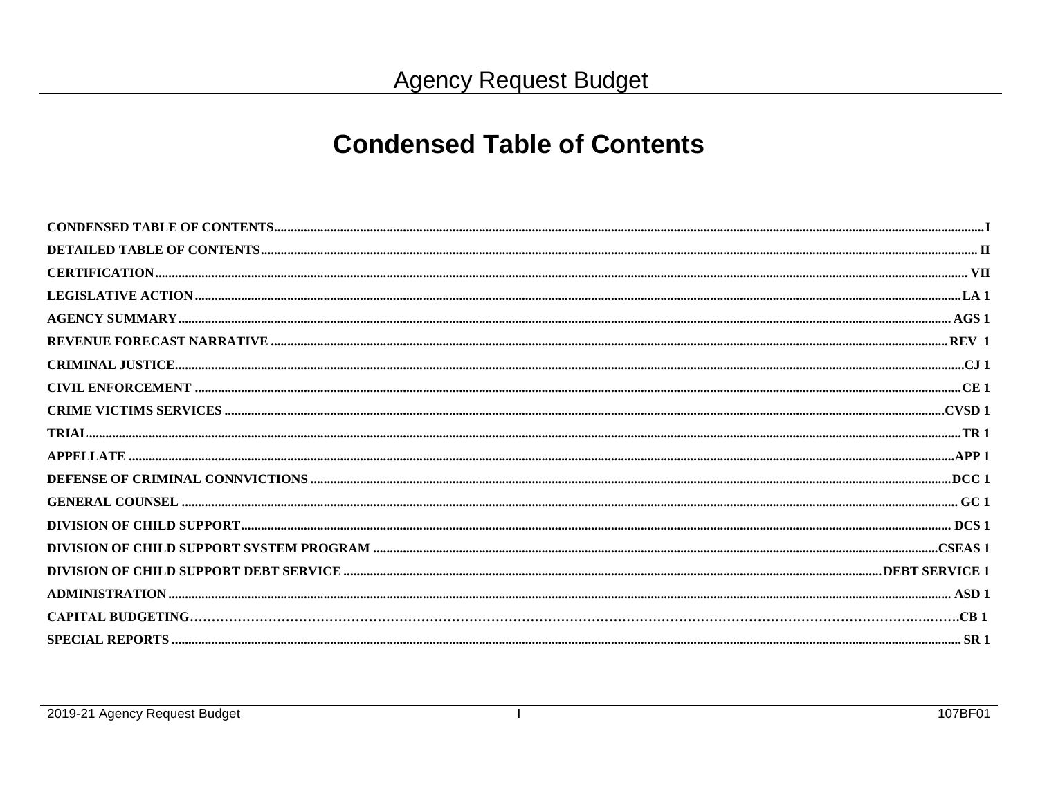# Agency Request Budget

## Condensed Table of Contents

| | |
|---|---|
| CONDENSED TABLE OF CONTENTS | I |
| DETAILED TABLE OF CONTENTS | II |
| CERTIFICATION | VII |
| LEGISLATIVE ACTION | LA 1 |
| AGENCY SUMMARY | AGS 1 |
| REVENUE FORECAST NARRATIVE | REV 1 |
| CRIMINAL JUSTICE | CJ 1 |
| CIVIL ENFORCEMENT | CE 1 |
| CRIME VICTIMS SERVICES | CVSD 1 |
| TRIAL | TR 1 |
| APPELLATE | APP 1 |
| DEFENSE OF CRIMINAL CONNVICTIONS | DCC 1 |
| GENERAL COUNSEL | GC 1 |
| DIVISION OF CHILD SUPPORT | DCS 1 |
| DIVISION OF CHILD SUPPORT SYSTEM PROGRAM | CSEAS 1 |
| DIVISION OF CHILD SUPPORT DEBT SERVICE | DEBT SERVICE 1 |
| ADMINISTRATION | ASD 1 |
| CAPITAL BUDGETING | CB 1 |
| SPECIAL REPORTS | SR 1 |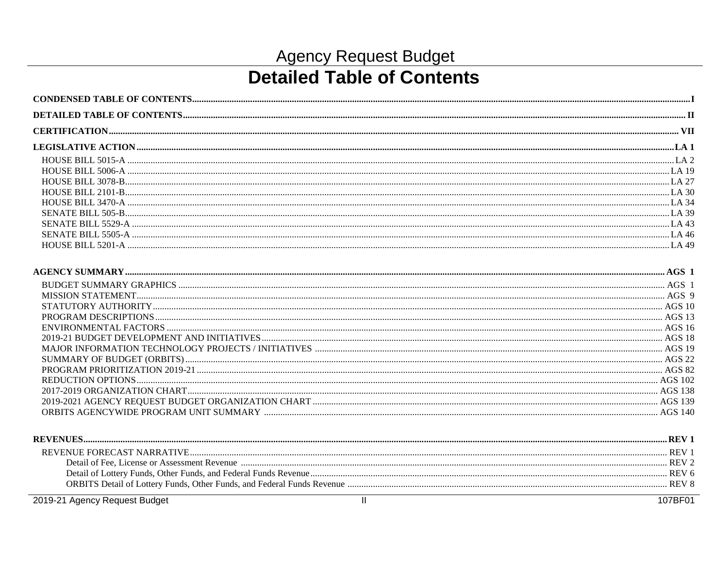# Agency Request Budget

## Detailed Table of Contents

**CONDENSED TABLE OF CONTENTS** ..... I

**DETAILED TABLE OF CONTENTS** ..... II

**CERTIFICATION** ..... VII

**LEGISLATIVE ACTION** ..... LA 1

- HOUSE BILL 5015-A ..... LA 2
- HOUSE BILL 5006-A ..... LA 19
- HOUSE BILL 3078-B ..... LA 27
- HOUSE BILL 2101-B ..... LA 30
- HOUSE BILL 3470-A ..... LA 34
- SENATE BILL 505-B ..... LA 39
- SENATE BILL 5529-A ..... LA 43
- SENATE BILL 5505-A ..... LA 46
- HOUSE BILL 5201-A ..... LA 49

**AGENCY SUMMARY** ..... AGS 1

- BUDGET SUMMARY GRAPHICS ..... AGS 1
- MISSION STATEMENT ..... AGS 9
- STATUTORY AUTHORITY ..... AGS 10
- PROGRAM DESCRIPTIONS ..... AGS 13
- ENVIRONMENTAL FACTORS ..... AGS 16
- 2019-21 BUDGET DEVELOPMENT AND INITIATIVES ..... AGS 18
- MAJOR INFORMATION TECHNOLOGY PROJECTS / INITIATIVES ..... AGS 19
- SUMMARY OF BUDGET (ORBITS) ..... AGS 22
- PROGRAM PRIORITIZATION 2019-21 ..... AGS 82
- REDUCTION OPTIONS ..... AGS 102
- 2017-2019 ORGANIZATION CHART ..... AGS 138
- 2019-2021 AGENCY REQUEST BUDGET ORGANIZATION CHART ..... AGS 139
- ORBITS AGENCYWIDE PROGRAM UNIT SUMMARY ..... AGS 140

**REVENUES** ..... REV 1

- REVENUE FORECAST NARRATIVE ..... REV 1
  - Detail of Fee, License or Assessment Revenue ..... REV 2
  - Detail of Lottery Funds, Other Funds, and Federal Funds Revenue ..... REV 6
  - ORBITS Detail of Lottery Funds, Other Funds, and Federal Funds Revenue ..... REV 8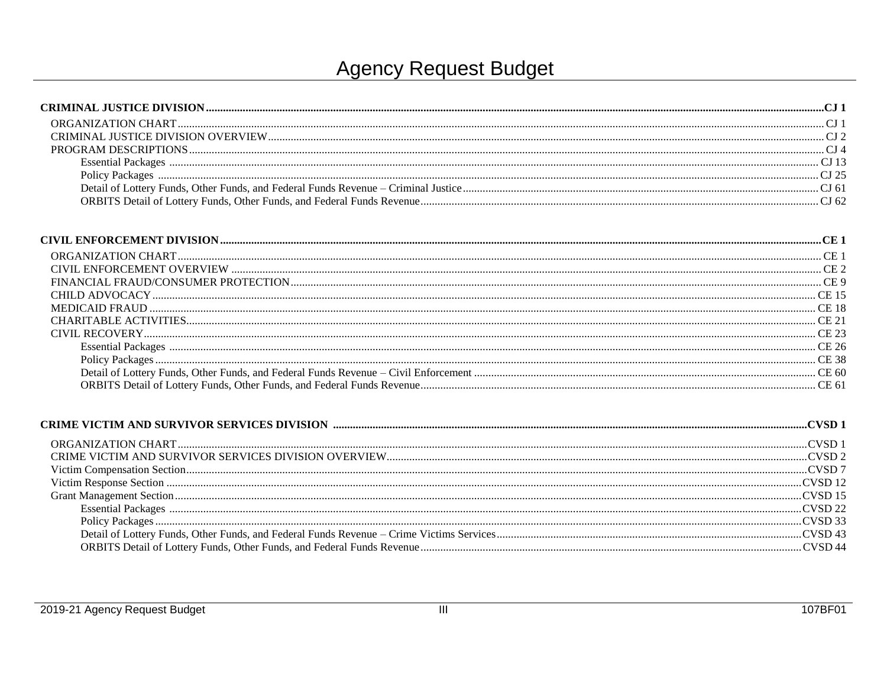# Agency Request Budget

**CRIMINAL JUSTICE DIVISION** ..... **CJ 1**

- ORGANIZATION CHART ..... CJ 1
- CRIMINAL JUSTICE DIVISION OVERVIEW ..... CJ 2
- PROGRAM DESCRIPTIONS ..... CJ 4
  - Essential Packages ..... CJ 13
  - Policy Packages ..... CJ 25
  - Detail of Lottery Funds, Other Funds, and Federal Funds Revenue – Criminal Justice ..... CJ 61
  - ORBITS Detail of Lottery Funds, Other Funds, and Federal Funds Revenue ..... CJ 62

**CIVIL ENFORCEMENT DIVISION** ..... **CE 1**

- ORGANIZATION CHART ..... CE 1
- CIVIL ENFORCEMENT OVERVIEW ..... CE 2
- FINANCIAL FRAUD/CONSUMER PROTECTION ..... CE 9
- CHILD ADVOCACY ..... CE 15
- MEDICAID FRAUD ..... CE 18
- CHARITABLE ACTIVITIES ..... CE 21
- CIVIL RECOVERY ..... CE 23
  - Essential Packages ..... CE 26
  - Policy Packages ..... CE 38
  - Detail of Lottery Funds, Other Funds, and Federal Funds Revenue – Civil Enforcement ..... CE 60
  - ORBITS Detail of Lottery Funds, Other Funds, and Federal Funds Revenue ..... CE 61

**CRIME VICTIM AND SURVIVOR SERVICES DIVISION** ..... **CVSD 1**

- ORGANIZATION CHART ..... CVSD 1
- CRIME VICTIM AND SURVIVOR SERVICES DIVISION OVERVIEW ..... CVSD 2
- Victim Compensation Section ..... CVSD 7
- Victim Response Section ..... CVSD 12
- Grant Management Section ..... CVSD 15
  - Essential Packages ..... CVSD 22
  - Policy Packages ..... CVSD 33
  - Detail of Lottery Funds, Other Funds, and Federal Funds Revenue – Crime Victims Services ..... CVSD 43
  - ORBITS Detail of Lottery Funds, Other Funds, and Federal Funds Revenue ..... CVSD 44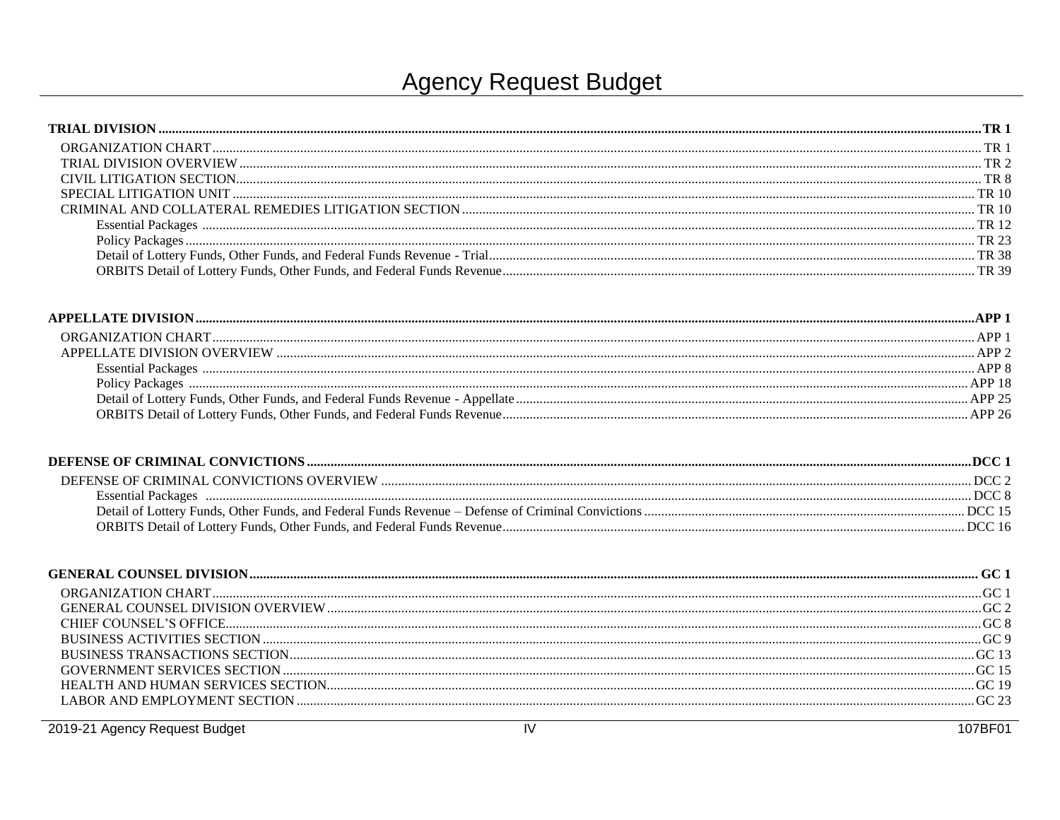# Agency Request Budget

| | |
|---|---|
| **TRIAL DIVISION** | **TR 1** |
| ORGANIZATION CHART | TR 1 |
| TRIAL DIVISION OVERVIEW | TR 2 |
| CIVIL LITIGATION SECTION | TR 8 |
| SPECIAL LITIGATION UNIT | TR 10 |
| CRIMINAL AND COLLATERAL REMEDIES LITIGATION SECTION | TR 10 |
| Essential Packages | TR 12 |
| Policy Packages | TR 23 |
| Detail of Lottery Funds, Other Funds, and Federal Funds Revenue - Trial | TR 38 |
| ORBITS Detail of Lottery Funds, Other Funds, and Federal Funds Revenue | TR 39 |
| **APPELLATE DIVISION** | **APP 1** |
| ORGANIZATION CHART | APP 1 |
| APPELLATE DIVISION OVERVIEW | APP 2 |
| Essential Packages | APP 8 |
| Policy Packages | APP 18 |
| Detail of Lottery Funds, Other Funds, and Federal Funds Revenue - Appellate | APP 25 |
| ORBITS Detail of Lottery Funds, Other Funds, and Federal Funds Revenue | APP 26 |
| **DEFENSE OF CRIMINAL CONVICTIONS** | **DCC 1** |
| DEFENSE OF CRIMINAL CONVICTIONS OVERVIEW | DCC 2 |
| Essential Packages | DCC 8 |
| Detail of Lottery Funds, Other Funds, and Federal Funds Revenue – Defense of Criminal Convictions | DCC 15 |
| ORBITS Detail of Lottery Funds, Other Funds, and Federal Funds Revenue | DCC 16 |
| **GENERAL COUNSEL DIVISION** | **GC 1** |
| ORGANIZATION CHART | GC 1 |
| GENERAL COUNSEL DIVISION OVERVIEW | GC 2 |
| CHIEF COUNSEL'S OFFICE | GC 8 |
| BUSINESS ACTIVITIES SECTION | GC 9 |
| BUSINESS TRANSACTIONS SECTION | GC 13 |
| GOVERNMENT SERVICES SECTION | GC 15 |
| HEALTH AND HUMAN SERVICES SECTION | GC 19 |
| LABOR AND EMPLOYMENT SECTION | GC 23 |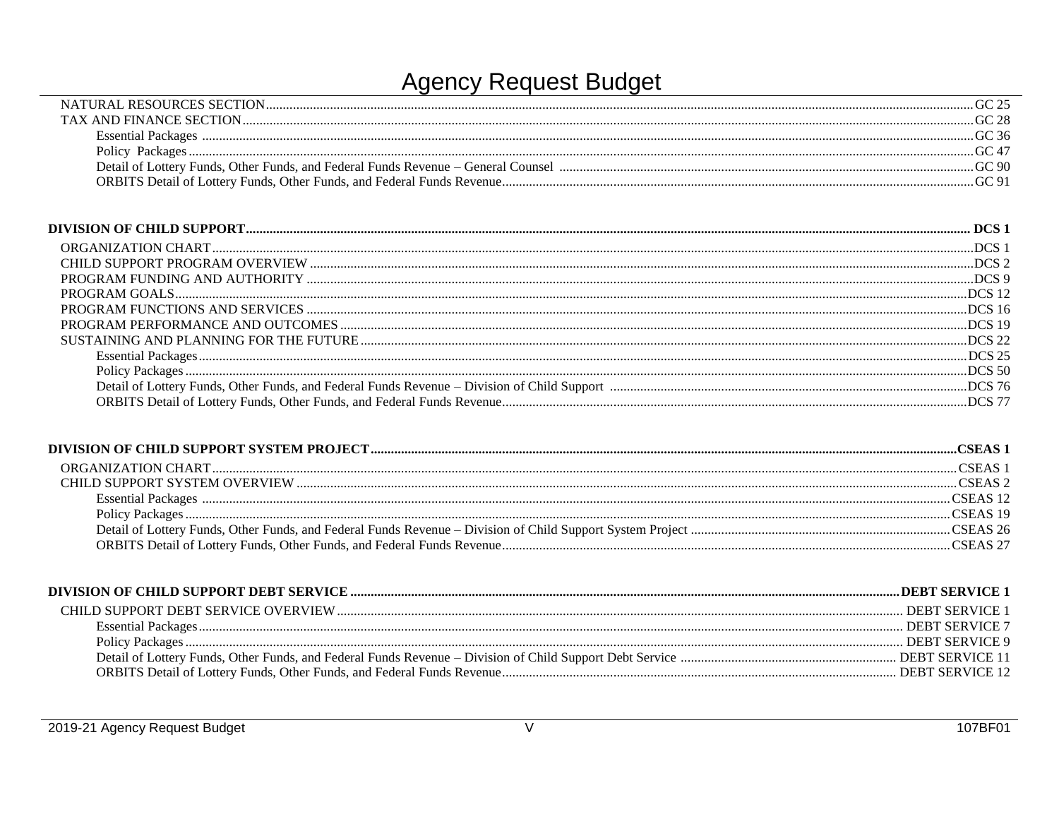# Agency Request Budget

| | |
|---|---|
| NATURAL RESOURCES SECTION | GC 25 |
| TAX AND FINANCE SECTION | GC 28 |
| Essential Packages | GC 36 |
| Policy Packages | GC 47 |
| Detail of Lottery Funds, Other Funds, and Federal Funds Revenue – General Counsel | GC 90 |
| ORBITS Detail of Lottery Funds, Other Funds, and Federal Funds Revenue | GC 91 |

| | |
|---|---|
| **DIVISION OF CHILD SUPPORT** | **DCS 1** |
| ORGANIZATION CHART | DCS 1 |
| CHILD SUPPORT PROGRAM OVERVIEW | DCS 2 |
| PROGRAM FUNDING AND AUTHORITY | DCS 9 |
| PROGRAM GOALS | DCS 12 |
| PROGRAM FUNCTIONS AND SERVICES | DCS 16 |
| PROGRAM PERFORMANCE AND OUTCOMES | DCS 19 |
| SUSTAINING AND PLANNING FOR THE FUTURE | DCS 22 |
| Essential Packages | DCS 25 |
| Policy Packages | DCS 50 |
| Detail of Lottery Funds, Other Funds, and Federal Funds Revenue – Division of Child Support | DCS 76 |
| ORBITS Detail of Lottery Funds, Other Funds, and Federal Funds Revenue | DCS 77 |

| | |
|---|---|
| **DIVISION OF CHILD SUPPORT SYSTEM PROJECT** | **CSEAS 1** |
| ORGANIZATION CHART | CSEAS 1 |
| CHILD SUPPORT SYSTEM OVERVIEW | CSEAS 2 |
| Essential Packages | CSEAS 12 |
| Policy Packages | CSEAS 19 |
| Detail of Lottery Funds, Other Funds, and Federal Funds Revenue – Division of Child Support System Project | CSEAS 26 |
| ORBITS Detail of Lottery Funds, Other Funds, and Federal Funds Revenue | CSEAS 27 |

| | |
|---|---|
| **DIVISION OF CHILD SUPPORT DEBT SERVICE** | **DEBT SERVICE 1** |
| CHILD SUPPORT DEBT SERVICE OVERVIEW | DEBT SERVICE 1 |
| Essential Packages | DEBT SERVICE 7 |
| Policy Packages | DEBT SERVICE 9 |
| Detail of Lottery Funds, Other Funds, and Federal Funds Revenue – Division of Child Support Debt Service | DEBT SERVICE 11 |
| ORBITS Detail of Lottery Funds, Other Funds, and Federal Funds Revenue | DEBT SERVICE 12 |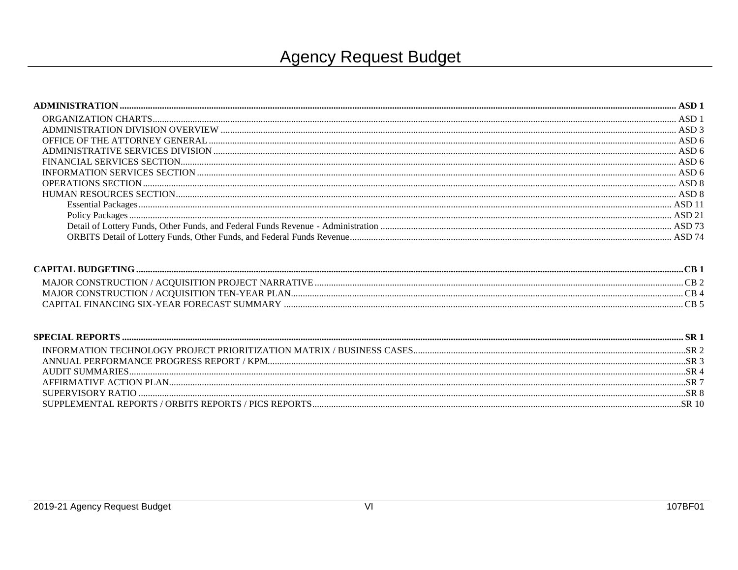# Agency Request Budget

**ADMINISTRATION** .......... **ASD 1**

- ORGANIZATION CHARTS .......... ASD 1
- ADMINISTRATION DIVISION OVERVIEW .......... ASD 3
- OFFICE OF THE ATTORNEY GENERAL .......... ASD 6
- ADMINISTRATIVE SERVICES DIVISION .......... ASD 6
- FINANCIAL SERVICES SECTION .......... ASD 6
- INFORMATION SERVICES SECTION .......... ASD 6
- OPERATIONS SECTION .......... ASD 8
- HUMAN RESOURCES SECTION .......... ASD 8
  - Essential Packages .......... ASD 11
  - Policy Packages .......... ASD 21
  - Detail of Lottery Funds, Other Funds, and Federal Funds Revenue - Administration .......... ASD 73
  - ORBITS Detail of Lottery Funds, Other Funds, and Federal Funds Revenue .......... ASD 74

**CAPITAL BUDGETING** .......... **CB 1**

- MAJOR CONSTRUCTION / ACQUISITION PROJECT NARRATIVE .......... CB 2
- MAJOR CONSTRUCTION / ACQUISITION TEN-YEAR PLAN .......... CB 4
- CAPITAL FINANCING SIX-YEAR FORECAST SUMMARY .......... CB 5

**SPECIAL REPORTS** .......... **SR 1**

- INFORMATION TECHNOLOGY PROJECT PRIORITIZATION MATRIX / BUSINESS CASES .......... SR 2
- ANNUAL PERFORMANCE PROGRESS REPORT / KPM .......... SR 3
- AUDIT SUMMARIES .......... SR 4
- AFFIRMATIVE ACTION PLAN .......... SR 7
- SUPERVISORY RATIO .......... SR 8
- SUPPLEMENTAL REPORTS / ORBITS REPORTS / PICS REPORTS .......... SR 10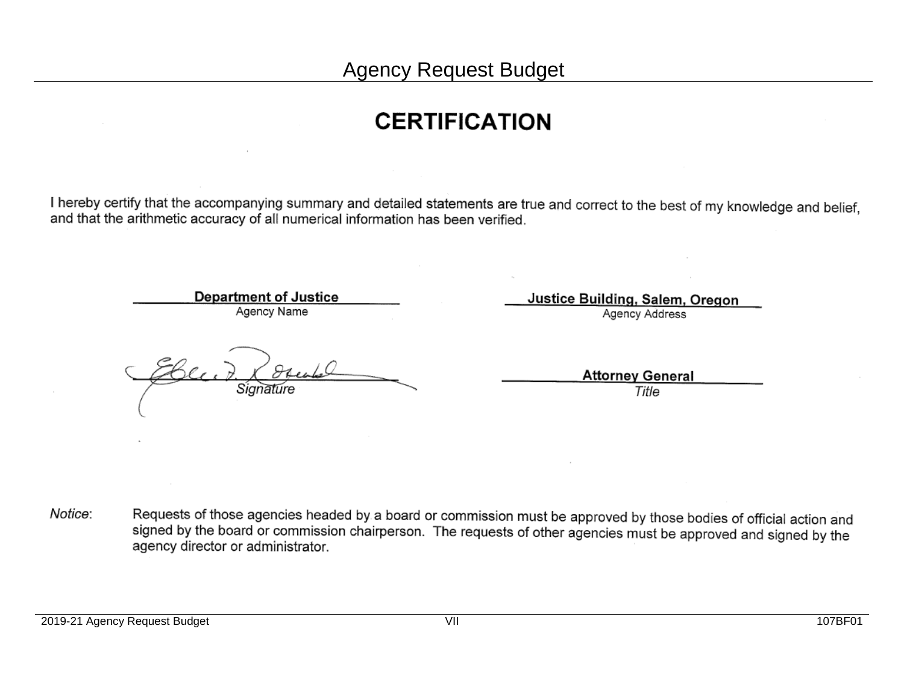# Agency Request Budget

## CERTIFICATION

I hereby certify that the accompanying summary and detailed statements are true and correct to the best of my knowledge and belief, and that the arithmetic accuracy of all numerical information has been verified.

**Department of Justice**
Agency Name

**Justice Building, Salem, Oregon**
Agency Address

Ellen F. Rosenblum
*Signature*

**Attorney General**
*Title*

*Notice*: Requests of those agencies headed by a board or commission must be approved by those bodies of official action and signed by the board or commission chairperson. The requests of other agencies must be approved and signed by the agency director or administrator.